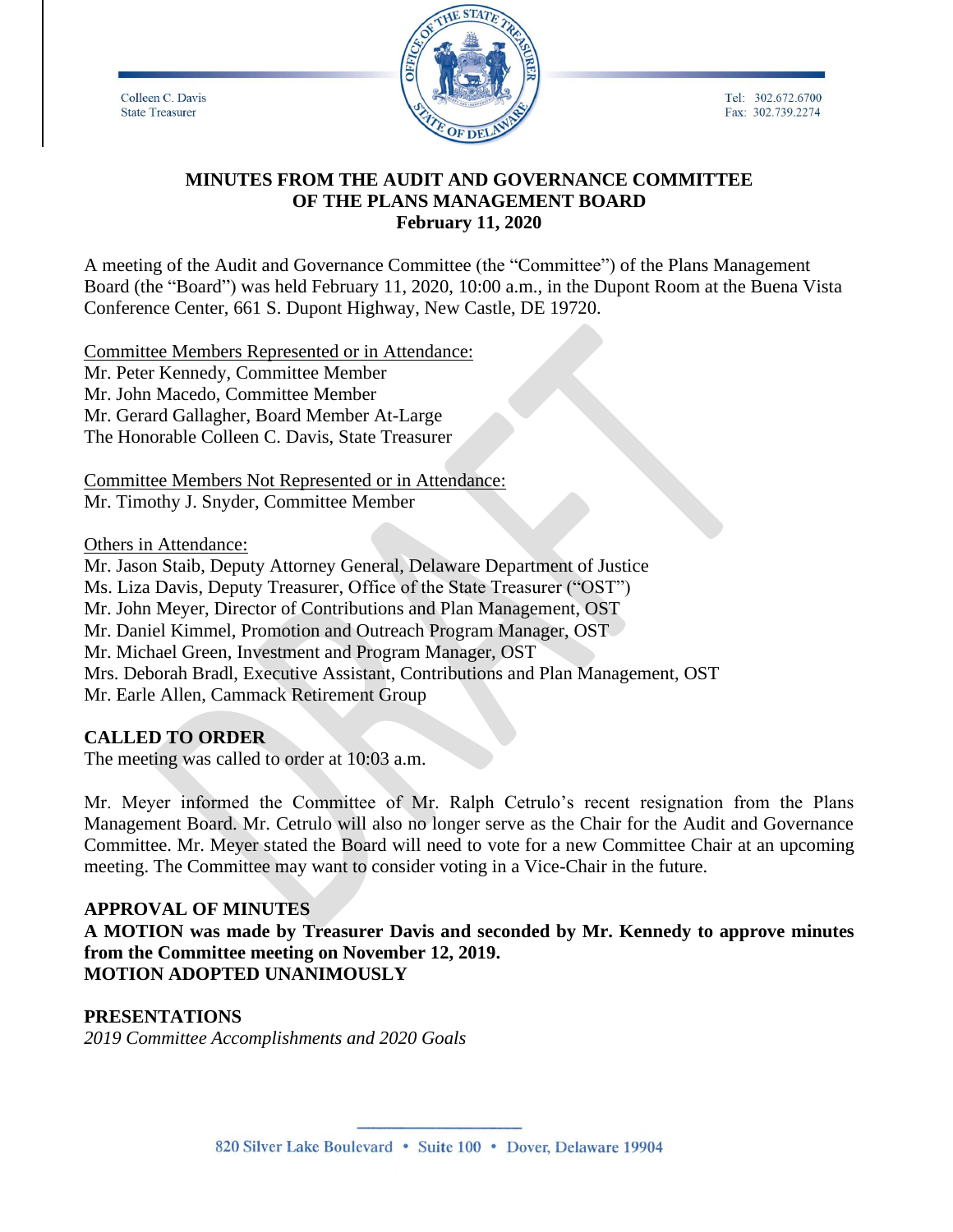Colleen C. Davis
State Treasurer

Tel: 302.672.6700
Fax: 302.739.2274

# MINUTES FROM THE AUDIT AND GOVERNANCE COMMITTEE OF THE PLANS MANAGEMENT BOARD
## February 11, 2020

A meeting of the Audit and Governance Committee (the "Committee") of the Plans Management Board (the "Board") was held February 11, 2020, 10:00 a.m., in the Dupont Room at the Buena Vista Conference Center, 661 S. Dupont Highway, New Castle, DE 19720.

Committee Members Represented or in Attendance:
Mr. Peter Kennedy, Committee Member
Mr. John Macedo, Committee Member
Mr. Gerard Gallagher, Board Member At-Large
The Honorable Colleen C. Davis, State Treasurer

Committee Members Not Represented or in Attendance:
Mr. Timothy J. Snyder, Committee Member

Others in Attendance:
Mr. Jason Staib, Deputy Attorney General, Delaware Department of Justice
Ms. Liza Davis, Deputy Treasurer, Office of the State Treasurer ("OST")
Mr. John Meyer, Director of Contributions and Plan Management, OST
Mr. Daniel Kimmel, Promotion and Outreach Program Manager, OST
Mr. Michael Green, Investment and Program Manager, OST
Mrs. Deborah Bradl, Executive Assistant, Contributions and Plan Management, OST
Mr. Earle Allen, Cammack Retirement Group

**CALLED TO ORDER**
The meeting was called to order at 10:03 a.m.

Mr. Meyer informed the Committee of Mr. Ralph Cetrulo's recent resignation from the Plans Management Board. Mr. Cetrulo will also no longer serve as the Chair for the Audit and Governance Committee. Mr. Meyer stated the Board will need to vote for a new Committee Chair at an upcoming meeting. The Committee may want to consider voting in a Vice-Chair in the future.

**APPROVAL OF MINUTES**
**A MOTION was made by Treasurer Davis and seconded by Mr. Kennedy to approve minutes from the Committee meeting on November 12, 2019.**
**MOTION ADOPTED UNANIMOUSLY**

**PRESENTATIONS**
*2019 Committee Accomplishments and 2020 Goals*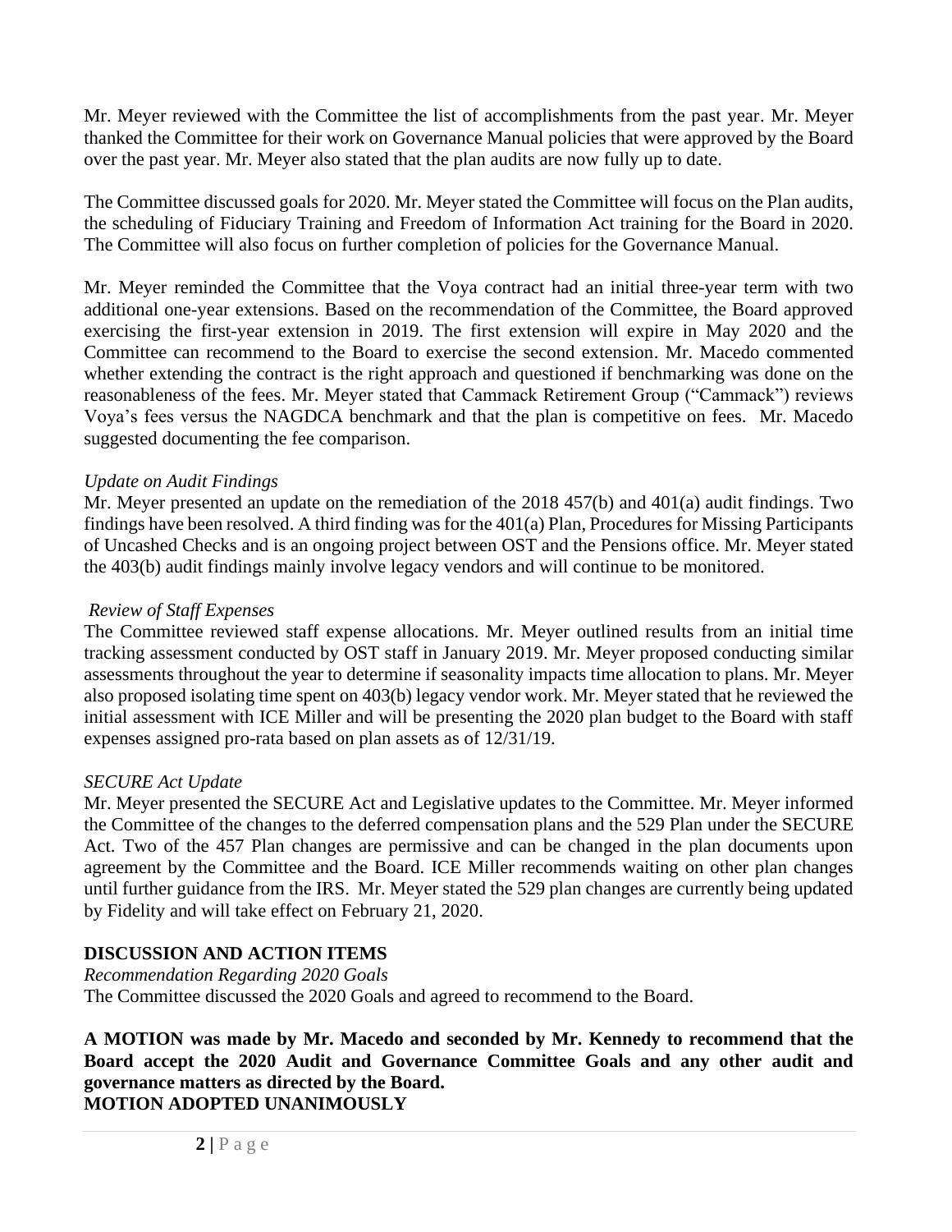Mr. Meyer reviewed with the Committee the list of accomplishments from the past year. Mr. Meyer thanked the Committee for their work on Governance Manual policies that were approved by the Board over the past year. Mr. Meyer also stated that the plan audits are now fully up to date.

The Committee discussed goals for 2020. Mr. Meyer stated the Committee will focus on the Plan audits, the scheduling of Fiduciary Training and Freedom of Information Act training for the Board in 2020. The Committee will also focus on further completion of policies for the Governance Manual.

Mr. Meyer reminded the Committee that the Voya contract had an initial three-year term with two additional one-year extensions. Based on the recommendation of the Committee, the Board approved exercising the first-year extension in 2019. The first extension will expire in May 2020 and the Committee can recommend to the Board to exercise the second extension. Mr. Macedo commented whether extending the contract is the right approach and questioned if benchmarking was done on the reasonableness of the fees. Mr. Meyer stated that Cammack Retirement Group ("Cammack") reviews Voya's fees versus the NAGDCA benchmark and that the plan is competitive on fees. Mr. Macedo suggested documenting the fee comparison.

*Update on Audit Findings*
Mr. Meyer presented an update on the remediation of the 2018 457(b) and 401(a) audit findings. Two findings have been resolved. A third finding was for the 401(a) Plan, Procedures for Missing Participants of Uncashed Checks and is an ongoing project between OST and the Pensions office. Mr. Meyer stated the 403(b) audit findings mainly involve legacy vendors and will continue to be monitored.

*Review of Staff Expenses*
The Committee reviewed staff expense allocations. Mr. Meyer outlined results from an initial time tracking assessment conducted by OST staff in January 2019. Mr. Meyer proposed conducting similar assessments throughout the year to determine if seasonality impacts time allocation to plans. Mr. Meyer also proposed isolating time spent on 403(b) legacy vendor work. Mr. Meyer stated that he reviewed the initial assessment with ICE Miller and will be presenting the 2020 plan budget to the Board with staff expenses assigned pro-rata based on plan assets as of 12/31/19.

*SECURE Act Update*
Mr. Meyer presented the SECURE Act and Legislative updates to the Committee. Mr. Meyer informed the Committee of the changes to the deferred compensation plans and the 529 Plan under the SECURE Act. Two of the 457 Plan changes are permissive and can be changed in the plan documents upon agreement by the Committee and the Board. ICE Miller recommends waiting on other plan changes until further guidance from the IRS. Mr. Meyer stated the 529 plan changes are currently being updated by Fidelity and will take effect on February 21, 2020.

**DISCUSSION AND ACTION ITEMS**

*Recommendation Regarding 2020 Goals*
The Committee discussed the 2020 Goals and agreed to recommend to the Board.

**A MOTION was made by Mr. Macedo and seconded by Mr. Kennedy to recommend that the Board accept the 2020 Audit and Governance Committee Goals and any other audit and governance matters as directed by the Board.**
**MOTION ADOPTED UNANIMOUSLY**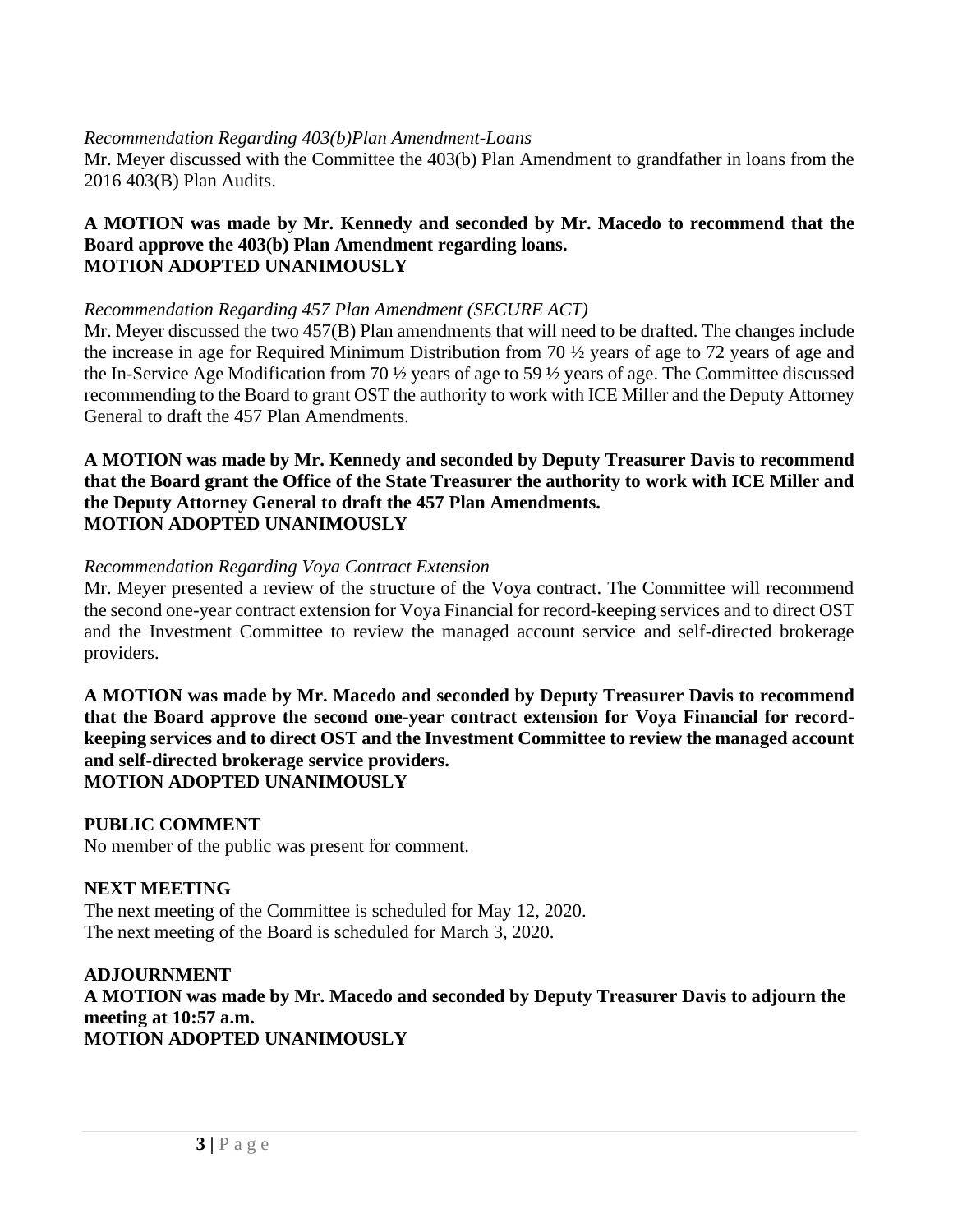*Recommendation Regarding 403(b)Plan Amendment-Loans*

Mr. Meyer discussed with the Committee the 403(b) Plan Amendment to grandfather in loans from the 2016 403(B) Plan Audits.

**A MOTION was made by Mr. Kennedy and seconded by Mr. Macedo to recommend that the Board approve the 403(b) Plan Amendment regarding loans.**
**MOTION ADOPTED UNANIMOUSLY**

*Recommendation Regarding 457 Plan Amendment (SECURE ACT)*

Mr. Meyer discussed the two 457(B) Plan amendments that will need to be drafted. The changes include the increase in age for Required Minimum Distribution from 70 ½ years of age to 72 years of age and the In-Service Age Modification from 70 ½ years of age to 59 ½ years of age. The Committee discussed recommending to the Board to grant OST the authority to work with ICE Miller and the Deputy Attorney General to draft the 457 Plan Amendments.

**A MOTION was made by Mr. Kennedy and seconded by Deputy Treasurer Davis to recommend that the Board grant the Office of the State Treasurer the authority to work with ICE Miller and the Deputy Attorney General to draft the 457 Plan Amendments.**
**MOTION ADOPTED UNANIMOUSLY**

*Recommendation Regarding Voya Contract Extension*

Mr. Meyer presented a review of the structure of the Voya contract. The Committee will recommend the second one-year contract extension for Voya Financial for record-keeping services and to direct OST and the Investment Committee to review the managed account service and self-directed brokerage providers.

**A MOTION was made by Mr. Macedo and seconded by Deputy Treasurer Davis to recommend that the Board approve the second one-year contract extension for Voya Financial for record-keeping services and to direct OST and the Investment Committee to review the managed account and self-directed brokerage service providers.**
**MOTION ADOPTED UNANIMOUSLY**

**PUBLIC COMMENT**

No member of the public was present for comment.

**NEXT MEETING**

The next meeting of the Committee is scheduled for May 12, 2020.
The next meeting of the Board is scheduled for March 3, 2020.

**ADJOURNMENT**

**A MOTION was made by Mr. Macedo and seconded by Deputy Treasurer Davis to adjourn the meeting at 10:57 a.m.**
**MOTION ADOPTED UNANIMOUSLY**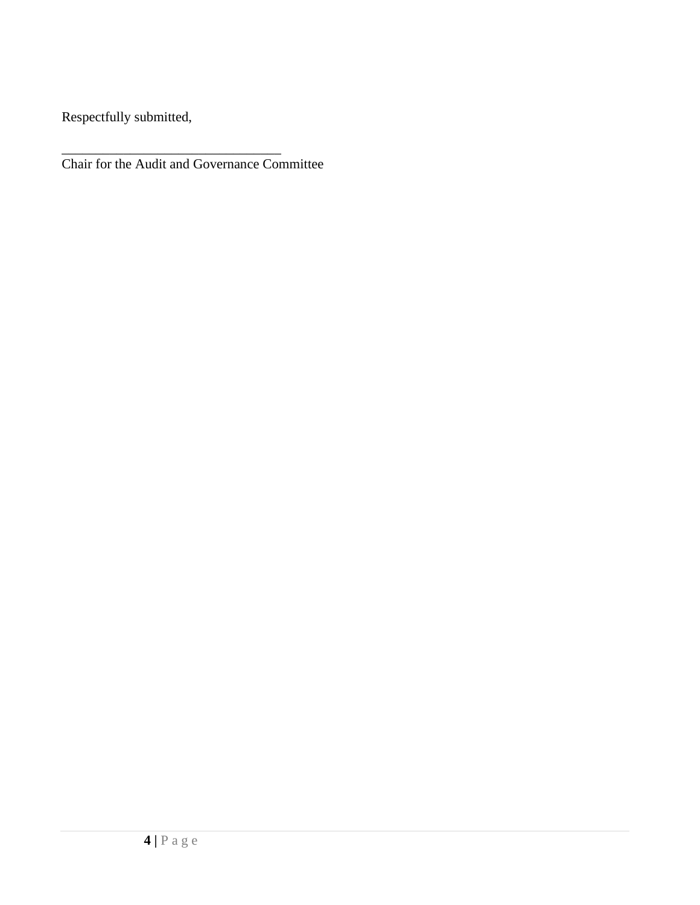Respectfully submitted,

\_\_\_\_\_\_\_\_\_\_\_\_\_\_\_\_\_\_\_\_\_\_\_\_\_\_\_\_\_\_\_\_\_\_

Chair for the Audit and Governance Committee